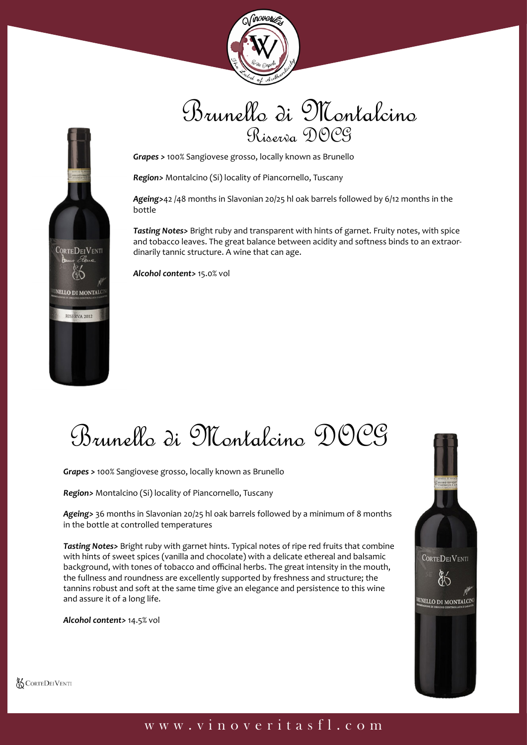# Brunello di Montalcino
## Riserva DOCG

***Grapes >*** 100% Sangiovese grosso, locally known as Brunello

***Region>*** Montalcino (Si) locality of Piancornello, Tuscany

***Ageing>***42 /48 months in Slavonian 20/25 hl oak barrels followed by 6/12 months in the bottle

***Tasting Notes>*** Bright ruby and transparent with hints of garnet. Fruity notes, with spice and tobacco leaves. The great balance between acidity and softness binds to an extraordinarily tannic structure. A wine that can age.

***Alcohol content>*** 15.0% vol

# Brunello di Montalcino DOCG

***Grapes >*** 100% Sangiovese grosso, locally known as Brunello

***Region>*** Montalcino (Si) locality of Piancornello, Tuscany

***Ageing>*** 36 months in Slavonian 20/25 hl oak barrels followed by a minimum of 8 months in the bottle at controlled temperatures

***Tasting Notes>*** Bright ruby with garnet hints. Typical notes of ripe red fruits that combine with hints of sweet spices (vanilla and chocolate) with a delicate ethereal and balsamic background, with tones of tobacco and officinal herbs. The great intensity in the mouth, the fullness and roundness are excellently supported by freshness and structure; the tannins robust and soft at the same time give an elegance and persistence to this wine and assure it of a long life.

***Alcohol content>*** 14.5% vol

CorteDeiVenti

www.vinoveritasfl.com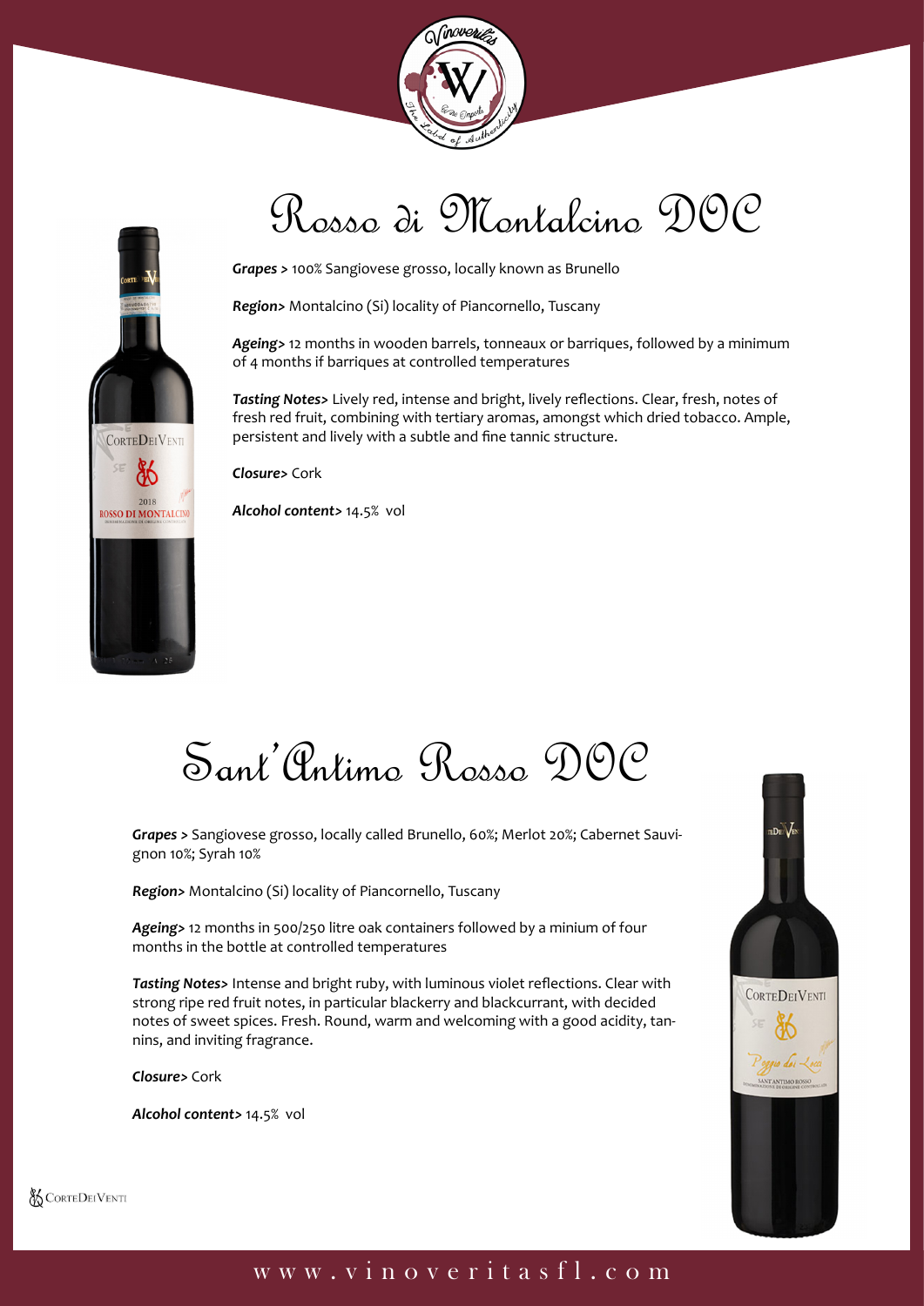# Rosso di Montalcino DOC

***Grapes >*** 100% Sangiovese grosso, locally known as Brunello

***Region>*** Montalcino (Si) locality of Piancornello, Tuscany

***Ageing>*** 12 months in wooden barrels, tonneaux or barriques, followed by a minimum of 4 months if barriques at controlled temperatures

***Tasting Notes>*** Lively red, intense and bright, lively reflections. Clear, fresh, notes of fresh red fruit, combining with tertiary aromas, amongst which dried tobacco. Ample, persistent and lively with a subtle and fine tannic structure.

***Closure>*** Cork

***Alcohol content>*** 14.5% vol

# Sant'Antimo Rosso DOC

***Grapes >*** Sangiovese grosso, locally called Brunello, 60%; Merlot 20%; Cabernet Sauvignon 10%; Syrah 10%

***Region>*** Montalcino (Si) locality of Piancornello, Tuscany

***Ageing>*** 12 months in 500/250 litre oak containers followed by a minium of four months in the bottle at controlled temperatures

***Tasting Notes>*** Intense and bright ruby, with luminous violet reflections. Clear with strong ripe red fruit notes, in particular blackerry and blackcurrant, with decided notes of sweet spices. Fresh. Round, warm and welcoming with a good acidity, tannins, and inviting fragrance.

***Closure>*** Cork

***Alcohol content>*** 14.5% vol

CorteDeiVenti

www.vinoveritasfl.com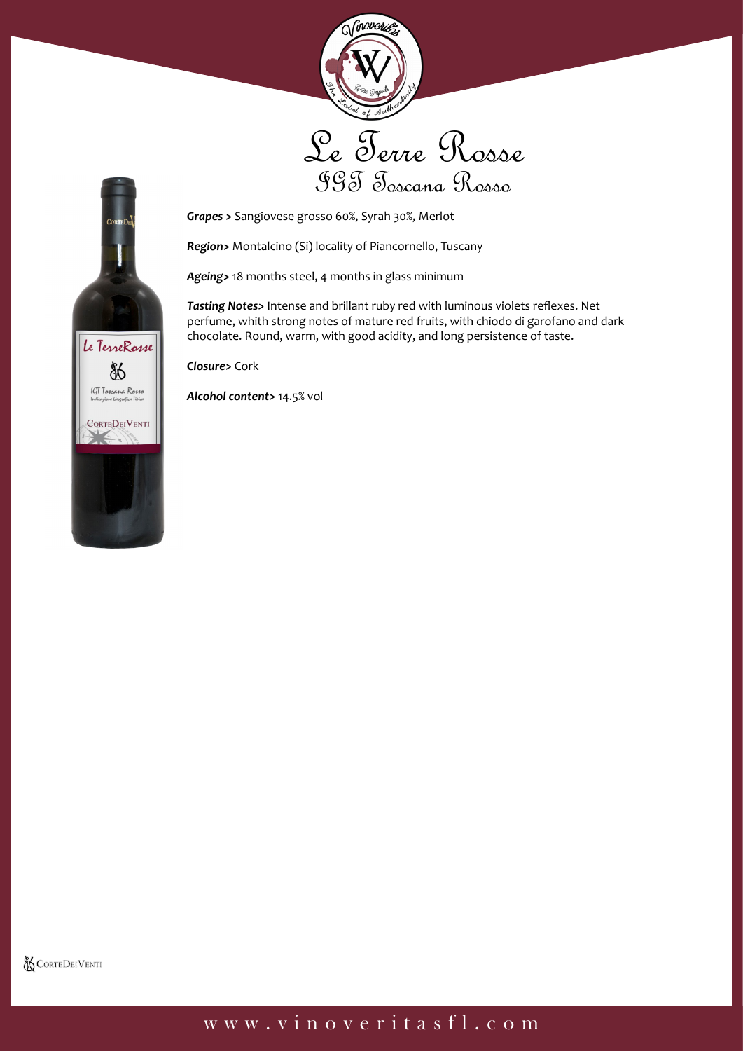# Le Terre Rosse

## IGT Toscana Rosso

***Grapes >*** Sangiovese grosso 60%, Syrah 30%, Merlot

***Region>*** Montalcino (Si) locality of Piancornello, Tuscany

***Ageing>*** 18 months steel, 4 months in glass minimum

***Tasting Notes>*** Intense and brillant ruby red with luminous violets reflexes. Net perfume, whith strong notes of mature red fruits, with chiodo di garofano and dark chocolate. Round, warm, with good acidity, and long persistence of taste.

***Closure>*** Cork

***Alcohol content>*** 14.5% vol

CorteDeiVenti

www.vinoveritasfl.com